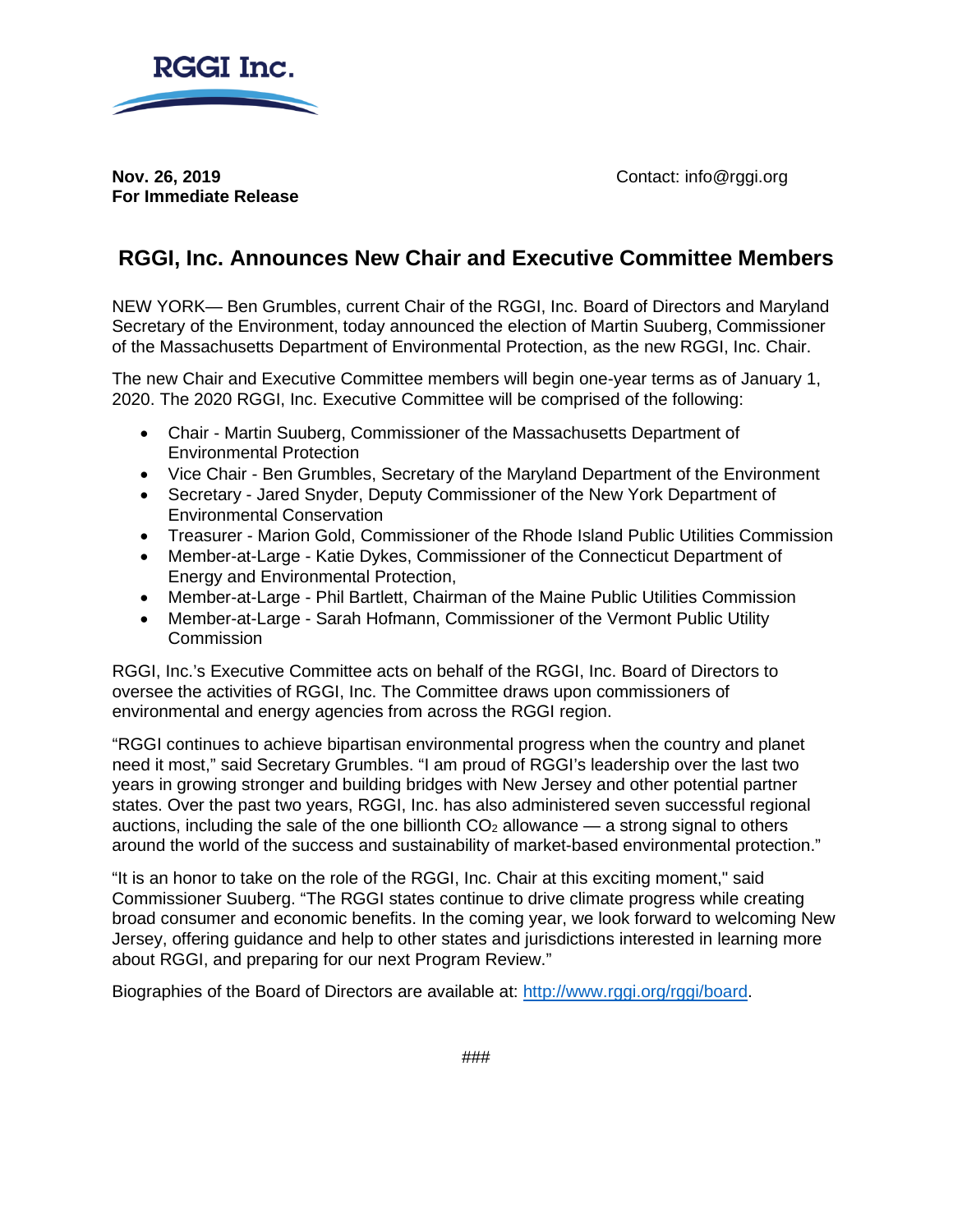RGGI Inc.

**Nov. 26, 2019**
**For Immediate Release**

Contact: info@rggi.org

# RGGI, Inc. Announces New Chair and Executive Committee Members

NEW YORK— Ben Grumbles, current Chair of the RGGI, Inc. Board of Directors and Maryland Secretary of the Environment, today announced the election of Martin Suuberg, Commissioner of the Massachusetts Department of Environmental Protection, as the new RGGI, Inc. Chair.

The new Chair and Executive Committee members will begin one-year terms as of January 1, 2020. The 2020 RGGI, Inc. Executive Committee will be comprised of the following:

- Chair - Martin Suuberg, Commissioner of the Massachusetts Department of Environmental Protection
- Vice Chair - Ben Grumbles, Secretary of the Maryland Department of the Environment
- Secretary - Jared Snyder, Deputy Commissioner of the New York Department of Environmental Conservation
- Treasurer - Marion Gold, Commissioner of the Rhode Island Public Utilities Commission
- Member-at-Large - Katie Dykes, Commissioner of the Connecticut Department of Energy and Environmental Protection,
- Member-at-Large - Phil Bartlett, Chairman of the Maine Public Utilities Commission
- Member-at-Large - Sarah Hofmann, Commissioner of the Vermont Public Utility Commission

RGGI, Inc.'s Executive Committee acts on behalf of the RGGI, Inc. Board of Directors to oversee the activities of RGGI, Inc. The Committee draws upon commissioners of environmental and energy agencies from across the RGGI region.

"RGGI continues to achieve bipartisan environmental progress when the country and planet need it most," said Secretary Grumbles. "I am proud of RGGI's leadership over the last two years in growing stronger and building bridges with New Jersey and other potential partner states. Over the past two years, RGGI, Inc. has also administered seven successful regional auctions, including the sale of the one billionth $CO_2$ allowance — a strong signal to others around the world of the success and sustainability of market-based environmental protection."

"It is an honor to take on the role of the RGGI, Inc. Chair at this exciting moment," said Commissioner Suuberg. "The RGGI states continue to drive climate progress while creating broad consumer and economic benefits. In the coming year, we look forward to welcoming New Jersey, offering guidance and help to other states and jurisdictions interested in learning more about RGGI, and preparing for our next Program Review."

Biographies of the Board of Directors are available at: [http://www.rggi.org/rggi/board](http://www.rggi.org/rggi/board).

###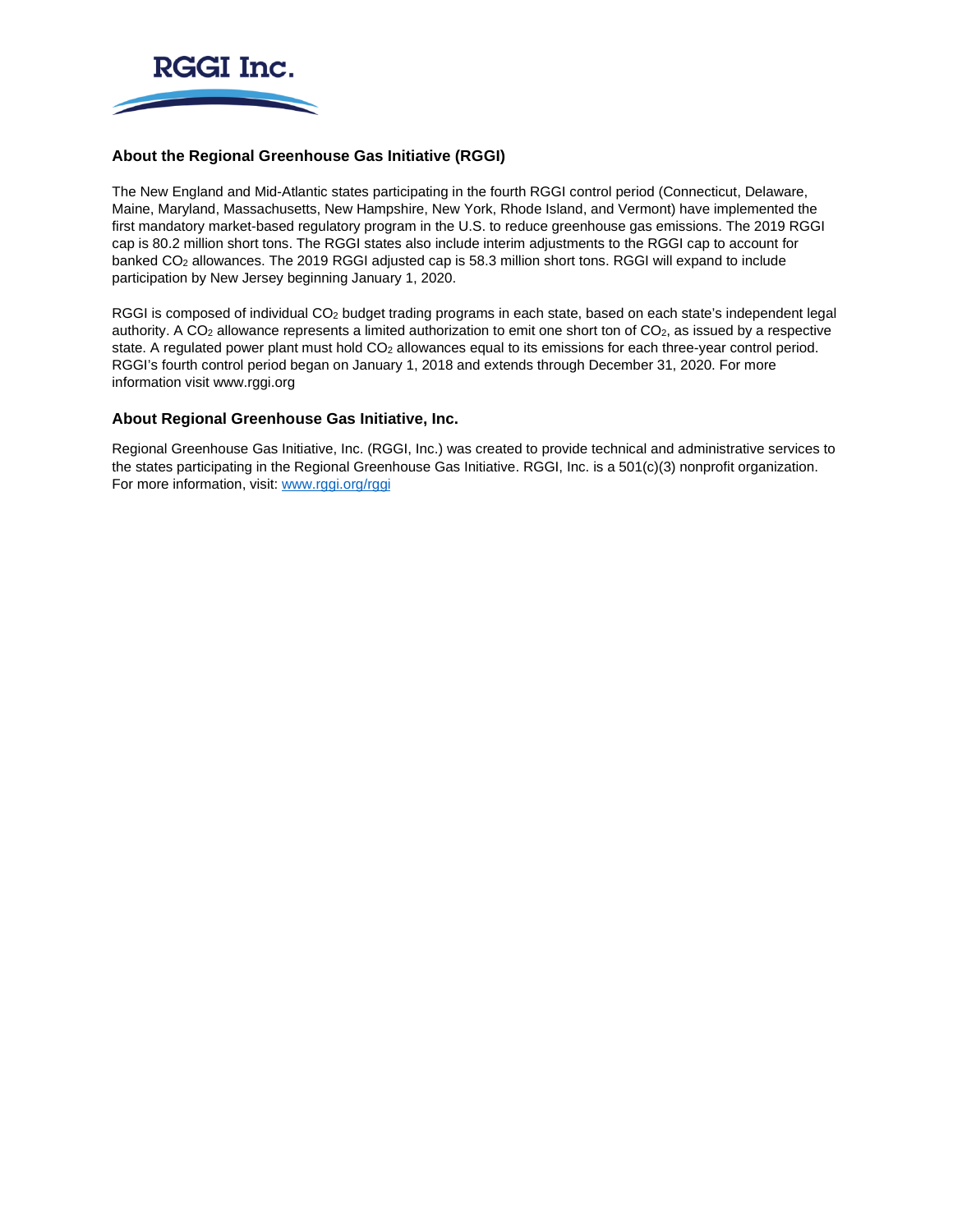RGGI Inc.

## About the Regional Greenhouse Gas Initiative (RGGI)

The New England and Mid-Atlantic states participating in the fourth RGGI control period (Connecticut, Delaware, Maine, Maryland, Massachusetts, New Hampshire, New York, Rhode Island, and Vermont) have implemented the first mandatory market-based regulatory program in the U.S. to reduce greenhouse gas emissions. The 2019 RGGI cap is 80.2 million short tons. The RGGI states also include interim adjustments to the RGGI cap to account for banked $CO_2$ allowances. The 2019 RGGI adjusted cap is 58.3 million short tons. RGGI will expand to include participation by New Jersey beginning January 1, 2020.

RGGI is composed of individual $CO_2$ budget trading programs in each state, based on each state's independent legal authority. A $CO_2$ allowance represents a limited authorization to emit one short ton of $CO_2$, as issued by a respective state. A regulated power plant must hold $CO_2$ allowances equal to its emissions for each three-year control period. RGGI's fourth control period began on January 1, 2018 and extends through December 31, 2020. For more information visit www.rggi.org

## About Regional Greenhouse Gas Initiative, Inc.

Regional Greenhouse Gas Initiative, Inc. (RGGI, Inc.) was created to provide technical and administrative services to the states participating in the Regional Greenhouse Gas Initiative. RGGI, Inc. is a 501(c)(3) nonprofit organization. For more information, visit: [www.rggi.org/rggi](www.rggi.org/rggi)